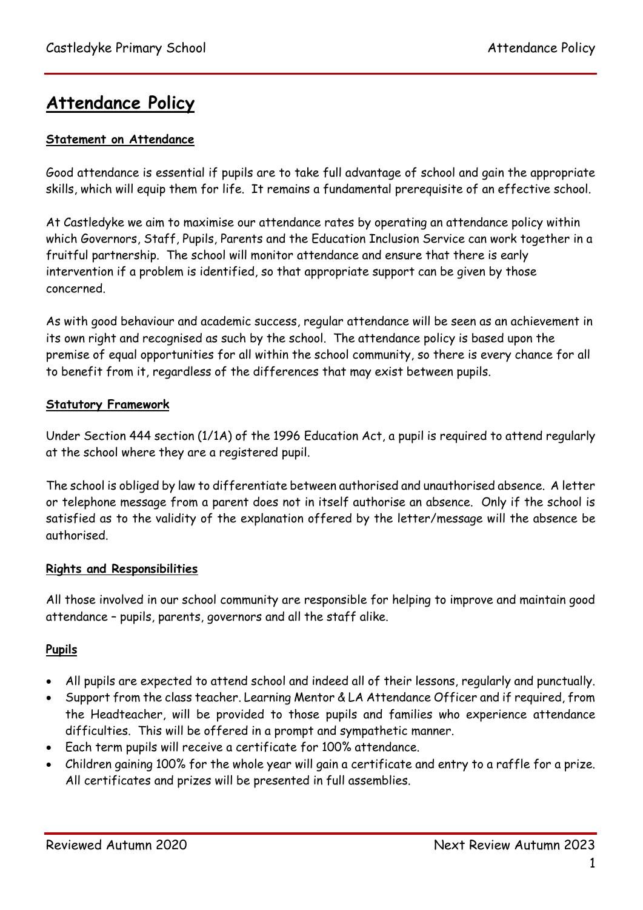# Attendance Policy

## Statement on Attendance

Good attendance is essential if pupils are to take full advantage of school and gain the appropriate skills, which will equip them for life. It remains a fundamental prerequisite of an effective school.

At Castledyke we aim to maximise our attendance rates by operating an attendance policy within which Governors, Staff, Pupils, Parents and the Education Inclusion Service can work together in a fruitful partnership. The school will monitor attendance and ensure that there is early intervention if a problem is identified, so that appropriate support can be given by those concerned.

As with good behaviour and academic success, regular attendance will be seen as an achievement in its own right and recognised as such by the school. The attendance policy is based upon the premise of equal opportunities for all within the school community, so there is every chance for all to benefit from it, regardless of the differences that may exist between pupils.

## Statutory Framework

Under Section 444 section (1/1A) of the 1996 Education Act, a pupil is required to attend regularly at the school where they are a registered pupil.

The school is obliged by law to differentiate between authorised and unauthorised absence. A letter or telephone message from a parent does not in itself authorise an absence. Only if the school is satisfied as to the validity of the explanation offered by the letter/message will the absence be authorised.

## Rights and Responsibilities

All those involved in our school community are responsible for helping to improve and maintain good attendance – pupils, parents, governors and all the staff alike.

### Pupils

- All pupils are expected to attend school and indeed all of their lessons, regularly and punctually.
- Support from the class teacher. Learning Mentor & LA Attendance Officer and if required, from the Headteacher, will be provided to those pupils and families who experience attendance difficulties. This will be offered in a prompt and sympathetic manner.
- Each term pupils will receive a certificate for 100% attendance.
- Children gaining 100% for the whole year will gain a certificate and entry to a raffle for a prize. All certificates and prizes will be presented in full assemblies.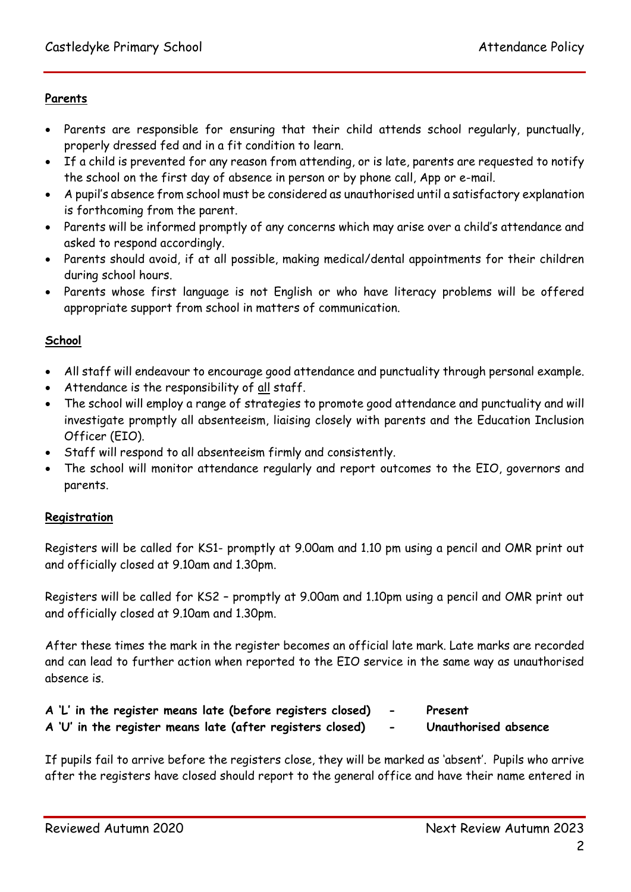**Parents**

- Parents are responsible for ensuring that their child attends school regularly, punctually, properly dressed fed and in a fit condition to learn.
- If a child is prevented for any reason from attending, or is late, parents are requested to notify the school on the first day of absence in person or by phone call, App or e-mail.
- A pupil's absence from school must be considered as unauthorised until a satisfactory explanation is forthcoming from the parent.
- Parents will be informed promptly of any concerns which may arise over a child's attendance and asked to respond accordingly.
- Parents should avoid, if at all possible, making medical/dental appointments for their children during school hours.
- Parents whose first language is not English or who have literacy problems will be offered appropriate support from school in matters of communication.

**School**

- All staff will endeavour to encourage good attendance and punctuality through personal example.
- Attendance is the responsibility of all staff.
- The school will employ a range of strategies to promote good attendance and punctuality and will investigate promptly all absenteeism, liaising closely with parents and the Education Inclusion Officer (EIO).
- Staff will respond to all absenteeism firmly and consistently.
- The school will monitor attendance regularly and report outcomes to the EIO, governors and parents.

**Registration**

Registers will be called for KS1- promptly at 9.00am and 1.10 pm using a pencil and OMR print out and officially closed at 9.10am and 1.30pm.

Registers will be called for KS2 – promptly at 9.00am and 1.10pm using a pencil and OMR print out and officially closed at 9.10am and 1.30pm.

After these times the mark in the register becomes an official late mark. Late marks are recorded and can lead to further action when reported to the EIO service in the same way as unauthorised absence is.

**A 'L' in the register means late (before registers closed) - Present**
**A 'U' in the register means late (after registers closed) - Unauthorised absence**

If pupils fail to arrive before the registers close, they will be marked as 'absent'. Pupils who arrive after the registers have closed should report to the general office and have their name entered in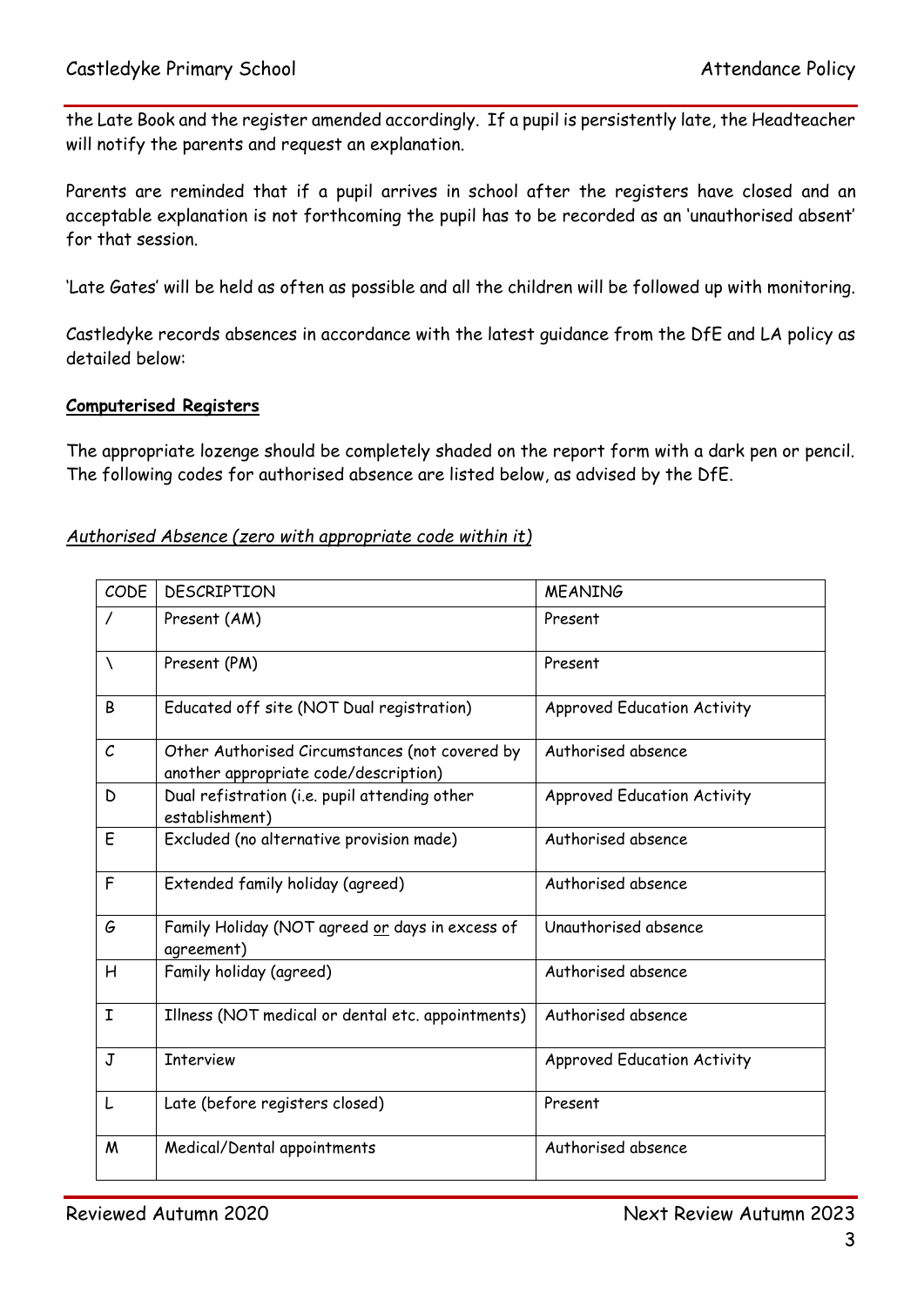the Late Book and the register amended accordingly. If a pupil is persistently late, the Headteacher will notify the parents and request an explanation.

Parents are reminded that if a pupil arrives in school after the registers have closed and an acceptable explanation is not forthcoming the pupil has to be recorded as an 'unauthorised absent' for that session.

'Late Gates' will be held as often as possible and all the children will be followed up with monitoring.

Castledyke records absences in accordance with the latest guidance from the DfE and LA policy as detailed below:

**Computerised Registers**

The appropriate lozenge should be completely shaded on the report form with a dark pen or pencil. The following codes for authorised absence are listed below, as advised by the DfE.

*Authorised Absence (zero with appropriate code within it)*

| CODE | DESCRIPTION | MEANING |
|---|---|---|
| / | Present (AM) | Present |
| \ | Present (PM) | Present |
| B | Educated off site (NOT Dual registration) | Approved Education Activity |
| C | Other Authorised Circumstances (not covered by another appropriate code/description) | Authorised absence |
| D | Dual refistration (i.e. pupil attending other establishment) | Approved Education Activity |
| E | Excluded (no alternative provision made) | Authorised absence |
| F | Extended family holiday (agreed) | Authorised absence |
| G | Family Holiday (NOT agreed <u>or</u> days in excess of agreement) | Unauthorised absence |
| H | Family holiday (agreed) | Authorised absence |
| I | Illness (NOT medical or dental etc. appointments) | Authorised absence |
| J | Interview | Approved Education Activity |
| L | Late (before registers closed) | Present |
| M | Medical/Dental appointments | Authorised absence |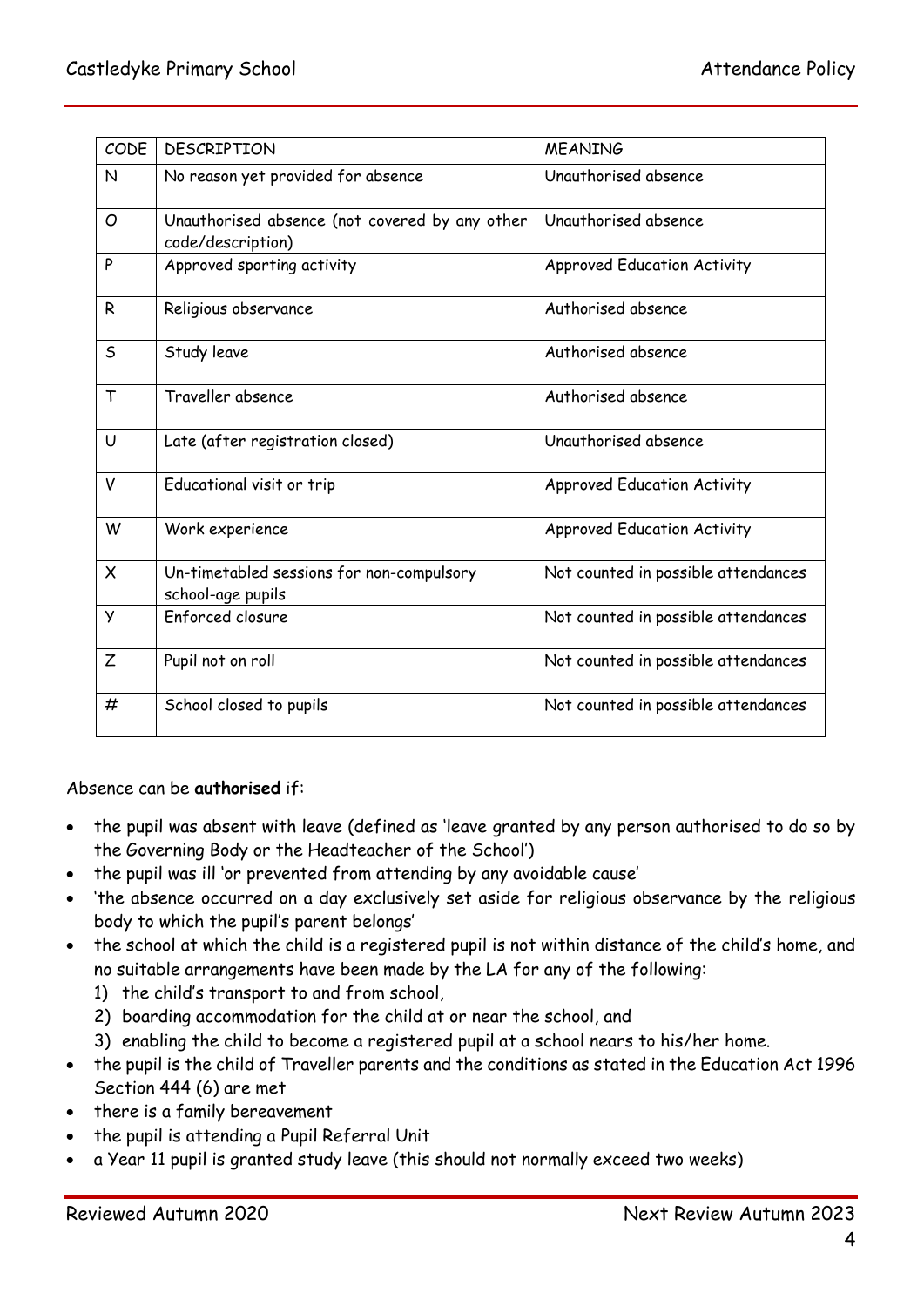| CODE | DESCRIPTION | MEANING |
|---|---|---|
| N | No reason yet provided for absence | Unauthorised absence |
| O | Unauthorised absence (not covered by any other code/description) | Unauthorised absence |
| P | Approved sporting activity | Approved Education Activity |
| R | Religious observance | Authorised absence |
| S | Study leave | Authorised absence |
| T | Traveller absence | Authorised absence |
| U | Late (after registration closed) | Unauthorised absence |
| V | Educational visit or trip | Approved Education Activity |
| W | Work experience | Approved Education Activity |
| X | Un-timetabled sessions for non-compulsory school-age pupils | Not counted in possible attendances |
| Y | Enforced closure | Not counted in possible attendances |
| Z | Pupil not on roll | Not counted in possible attendances |
| # | School closed to pupils | Not counted in possible attendances |

Absence can be **authorised** if:

- the pupil was absent with leave (defined as 'leave granted by any person authorised to do so by the Governing Body or the Headteacher of the School')
- the pupil was ill 'or prevented from attending by any avoidable cause'
- 'the absence occurred on a day exclusively set aside for religious observance by the religious body to which the pupil's parent belongs'
- the school at which the child is a registered pupil is not within distance of the child's home, and no suitable arrangements have been made by the LA for any of the following:
  1) the child's transport to and from school,
  2) boarding accommodation for the child at or near the school, and
  3) enabling the child to become a registered pupil at a school nears to his/her home.
- the pupil is the child of Traveller parents and the conditions as stated in the Education Act 1996 Section 444 (6) are met
- there is a family bereavement
- the pupil is attending a Pupil Referral Unit
- a Year 11 pupil is granted study leave (this should not normally exceed two weeks)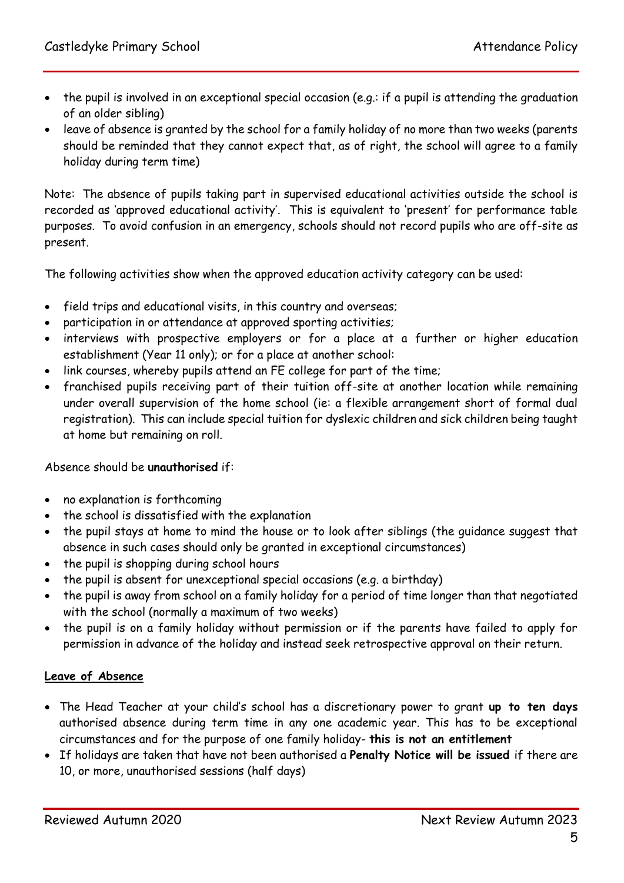- the pupil is involved in an exceptional special occasion (e.g.: if a pupil is attending the graduation of an older sibling)
- leave of absence is granted by the school for a family holiday of no more than two weeks (parents should be reminded that they cannot expect that, as of right, the school will agree to a family holiday during term time)

Note: The absence of pupils taking part in supervised educational activities outside the school is recorded as 'approved educational activity'. This is equivalent to 'present' for performance table purposes. To avoid confusion in an emergency, schools should not record pupils who are off-site as present.

The following activities show when the approved education activity category can be used:

- field trips and educational visits, in this country and overseas;
- participation in or attendance at approved sporting activities;
- interviews with prospective employers or for a place at a further or higher education establishment (Year 11 only); or for a place at another school:
- link courses, whereby pupils attend an FE college for part of the time;
- franchised pupils receiving part of their tuition off-site at another location while remaining under overall supervision of the home school (ie: a flexible arrangement short of formal dual registration). This can include special tuition for dyslexic children and sick children being taught at home but remaining on roll.

Absence should be **unauthorised** if:

- no explanation is forthcoming
- the school is dissatisfied with the explanation
- the pupil stays at home to mind the house or to look after siblings (the guidance suggest that absence in such cases should only be granted in exceptional circumstances)
- the pupil is shopping during school hours
- the pupil is absent for unexceptional special occasions (e.g. a birthday)
- the pupil is away from school on a family holiday for a period of time longer than that negotiated with the school (normally a maximum of two weeks)
- the pupil is on a family holiday without permission or if the parents have failed to apply for permission in advance of the holiday and instead seek retrospective approval on their return.

**Leave of Absence**

- The Head Teacher at your child's school has a discretionary power to grant **up to ten days** authorised absence during term time in any one academic year. This has to be exceptional circumstances and for the purpose of one family holiday- **this is not an entitlement**
- If holidays are taken that have not been authorised a **Penalty Notice will be issued** if there are 10, or more, unauthorised sessions (half days)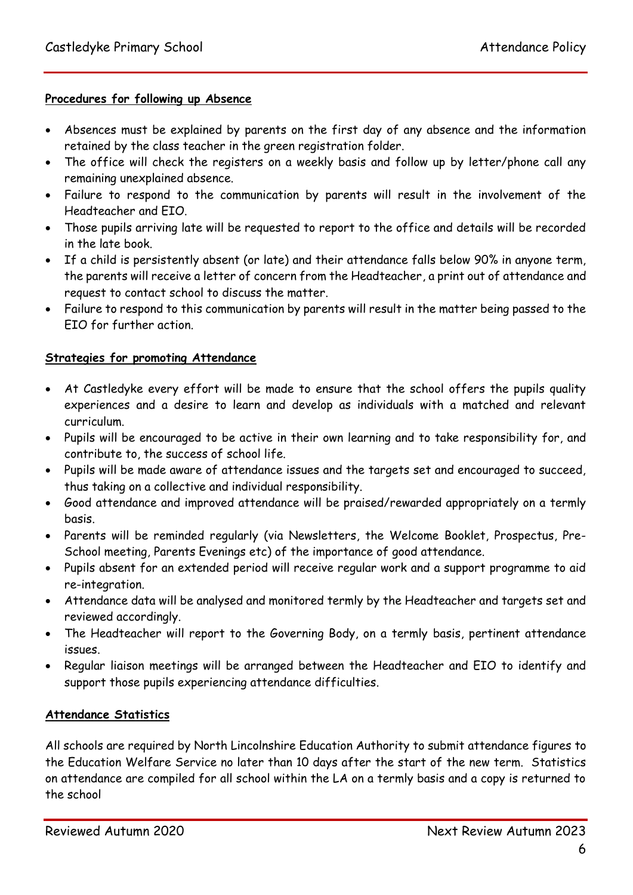**Procedures for following up Absence**

- Absences must be explained by parents on the first day of any absence and the information retained by the class teacher in the green registration folder.
- The office will check the registers on a weekly basis and follow up by letter/phone call any remaining unexplained absence.
- Failure to respond to the communication by parents will result in the involvement of the Headteacher and EIO.
- Those pupils arriving late will be requested to report to the office and details will be recorded in the late book.
- If a child is persistently absent (or late) and their attendance falls below 90% in anyone term, the parents will receive a letter of concern from the Headteacher, a print out of attendance and request to contact school to discuss the matter.
- Failure to respond to this communication by parents will result in the matter being passed to the EIO for further action.

**Strategies for promoting Attendance**

- At Castledyke every effort will be made to ensure that the school offers the pupils quality experiences and a desire to learn and develop as individuals with a matched and relevant curriculum.
- Pupils will be encouraged to be active in their own learning and to take responsibility for, and contribute to, the success of school life.
- Pupils will be made aware of attendance issues and the targets set and encouraged to succeed, thus taking on a collective and individual responsibility.
- Good attendance and improved attendance will be praised/rewarded appropriately on a termly basis.
- Parents will be reminded regularly (via Newsletters, the Welcome Booklet, Prospectus, Pre-School meeting, Parents Evenings etc) of the importance of good attendance.
- Pupils absent for an extended period will receive regular work and a support programme to aid re-integration.
- Attendance data will be analysed and monitored termly by the Headteacher and targets set and reviewed accordingly.
- The Headteacher will report to the Governing Body, on a termly basis, pertinent attendance issues.
- Regular liaison meetings will be arranged between the Headteacher and EIO to identify and support those pupils experiencing attendance difficulties.

**Attendance Statistics**

All schools are required by North Lincolnshire Education Authority to submit attendance figures to the Education Welfare Service no later than 10 days after the start of the new term. Statistics on attendance are compiled for all school within the LA on a termly basis and a copy is returned to the school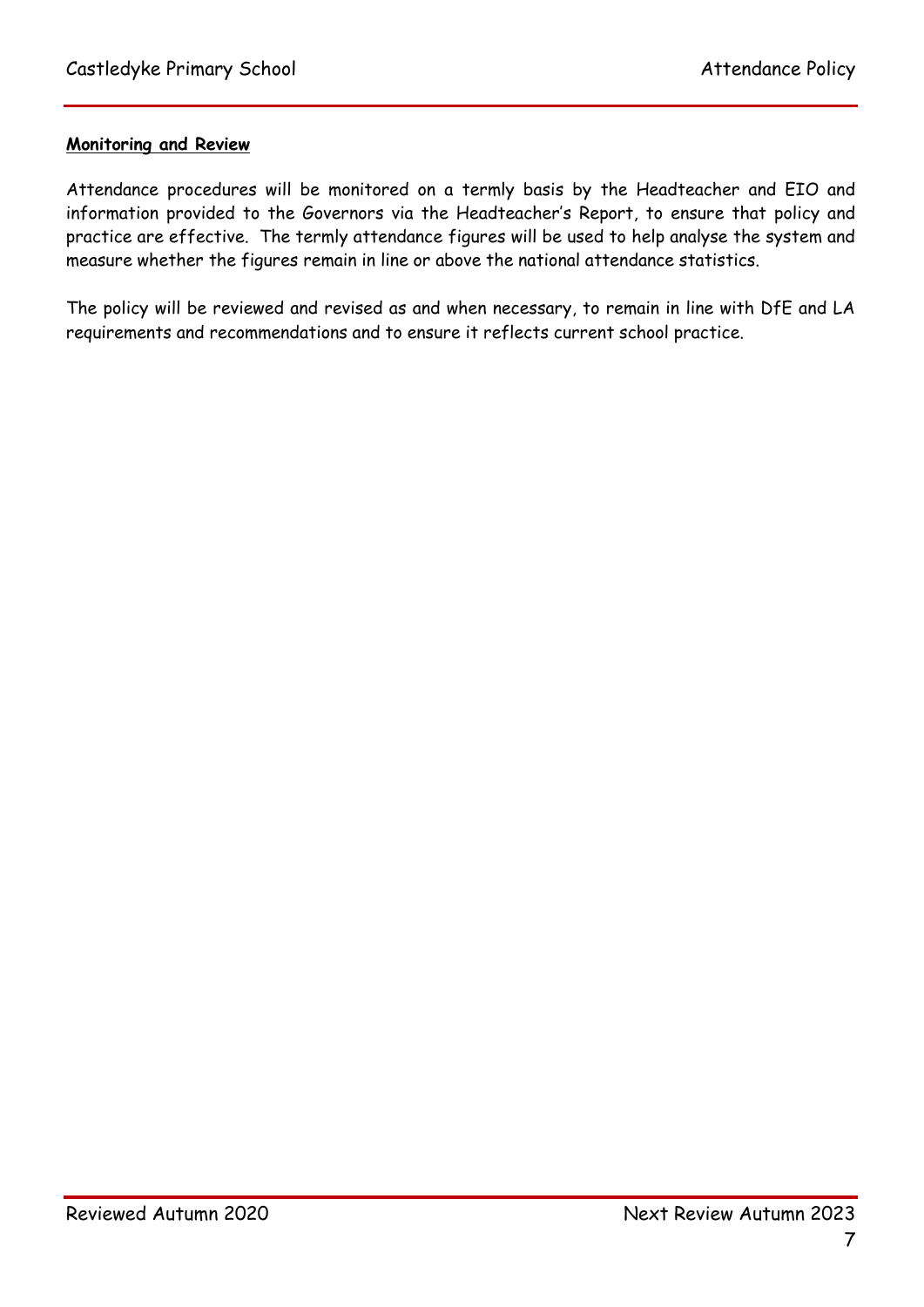**Monitoring and Review**

Attendance procedures will be monitored on a termly basis by the Headteacher and EIO and information provided to the Governors via the Headteacher's Report, to ensure that policy and practice are effective. The termly attendance figures will be used to help analyse the system and measure whether the figures remain in line or above the national attendance statistics.

The policy will be reviewed and revised as and when necessary, to remain in line with DfE and LA requirements and recommendations and to ensure it reflects current school practice.

Reviewed Autumn 2020 Next Review Autumn 2023